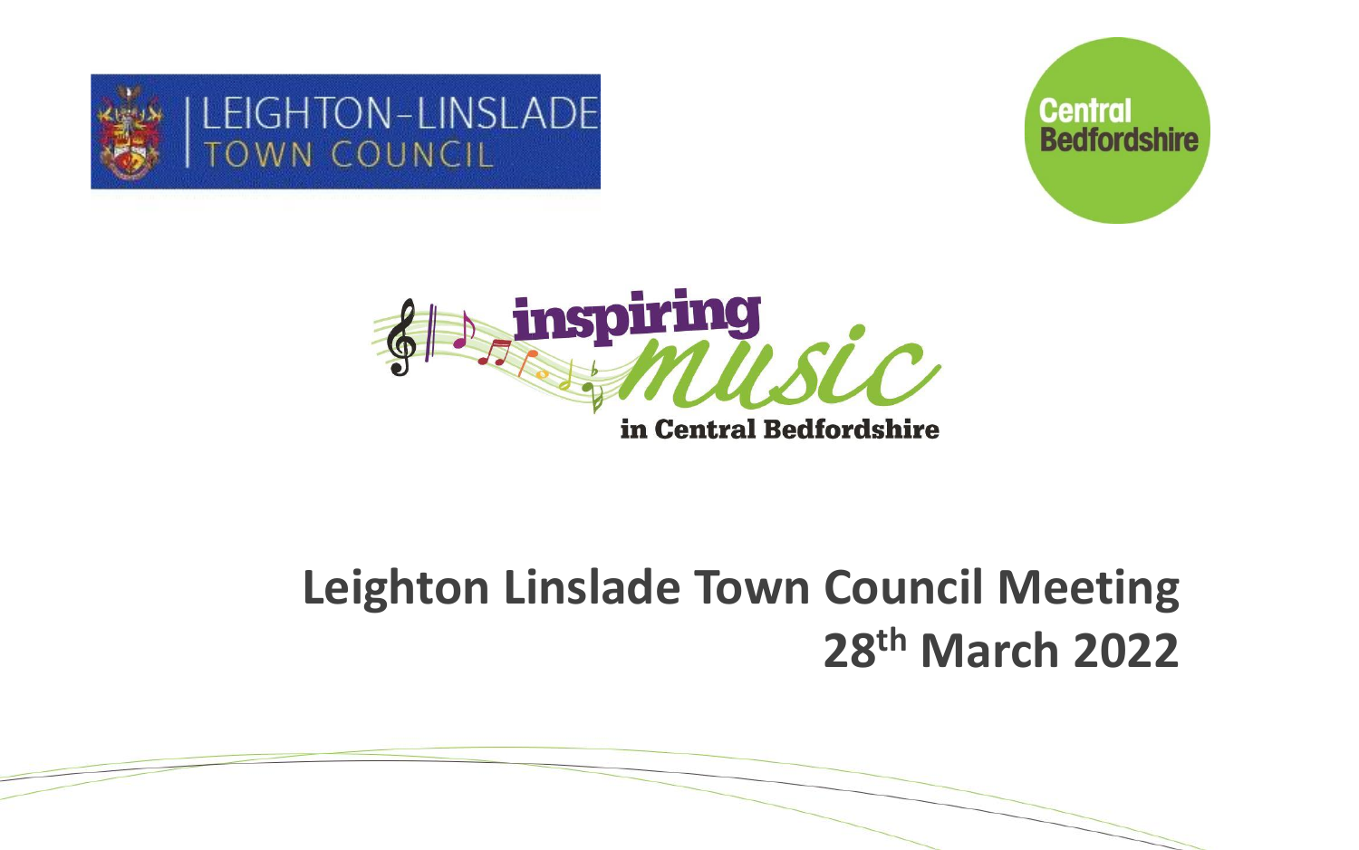LEIGHTON-LINSLADE TOWN COUNCIL

Central Bedfordshire

inspiring music in Central Bedfordshire

# Leighton Linslade Town Council Meeting 28th March 2022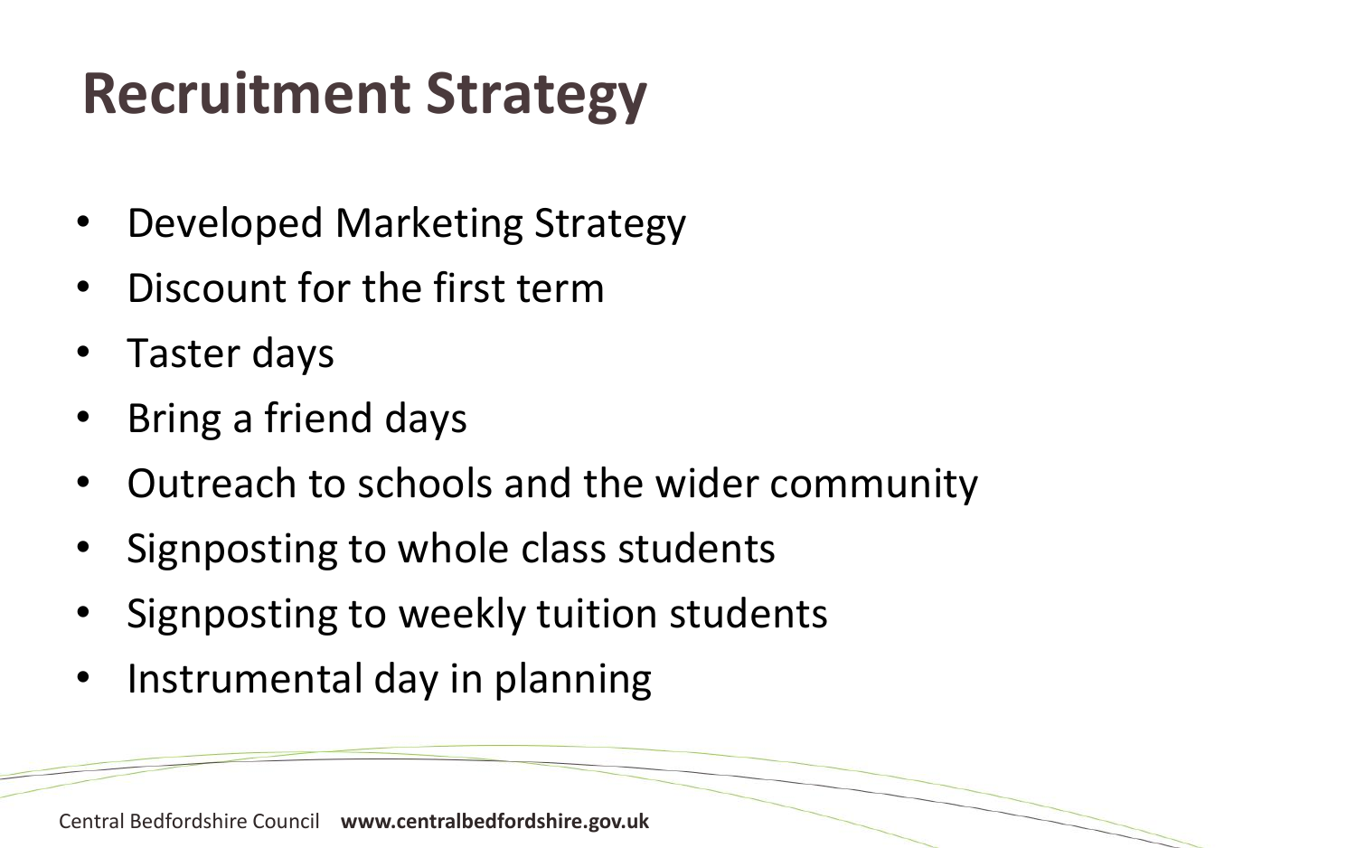# Recruitment Strategy

- Developed Marketing Strategy
- Discount for the first term
- Taster days
- Bring a friend days
- Outreach to schools and the wider community
- Signposting to whole class students
- Signposting to weekly tuition students
- Instrumental day in planning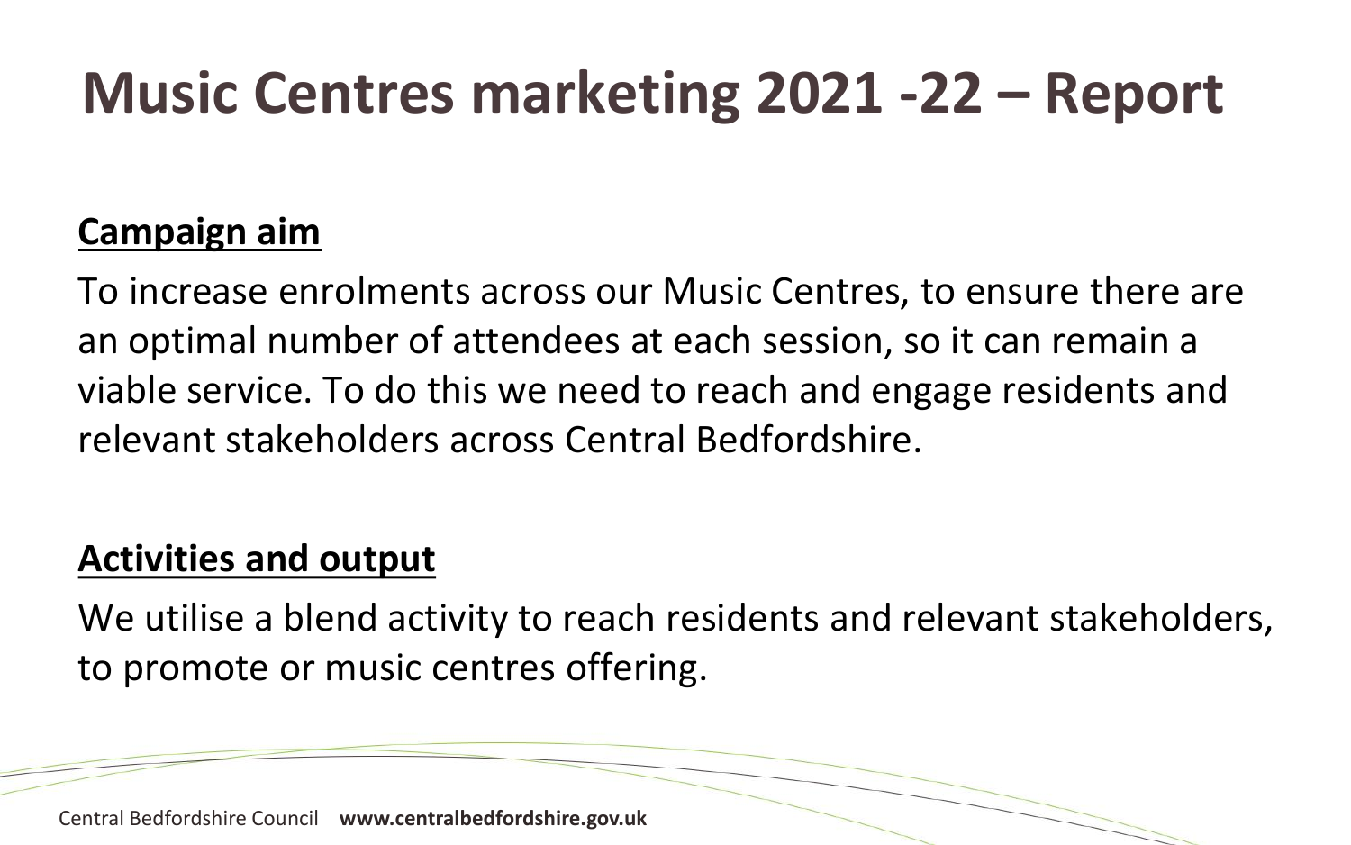# Music Centres marketing 2021 -22 – Report

## Campaign aim

To increase enrolments across our Music Centres, to ensure there are an optimal number of attendees at each session, so it can remain a viable service. To do this we need to reach and engage residents and relevant stakeholders across Central Bedfordshire.

## Activities and output

We utilise a blend activity to reach residents and relevant stakeholders, to promote or music centres offering.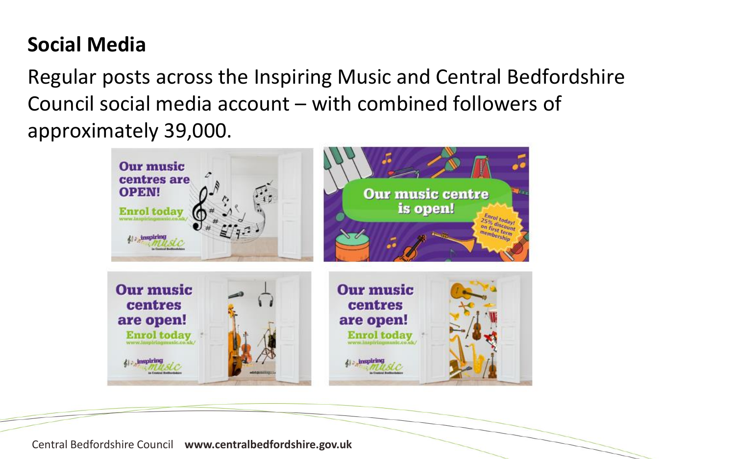## Social Media

Regular posts across the Inspiring Music and Central Bedfordshire Council social media account – with combined followers of approximately 39,000.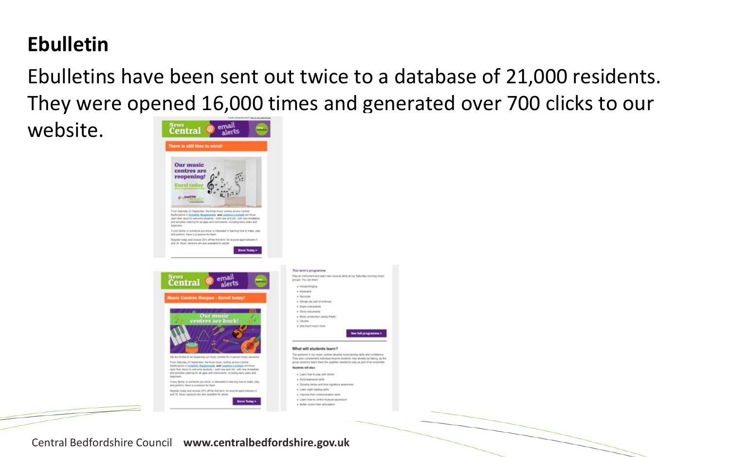# Ebulletin

Ebulletins have been sent out twice to a database of 21,000 residents. They were opened 16,000 times and generated over 700 clicks to our website.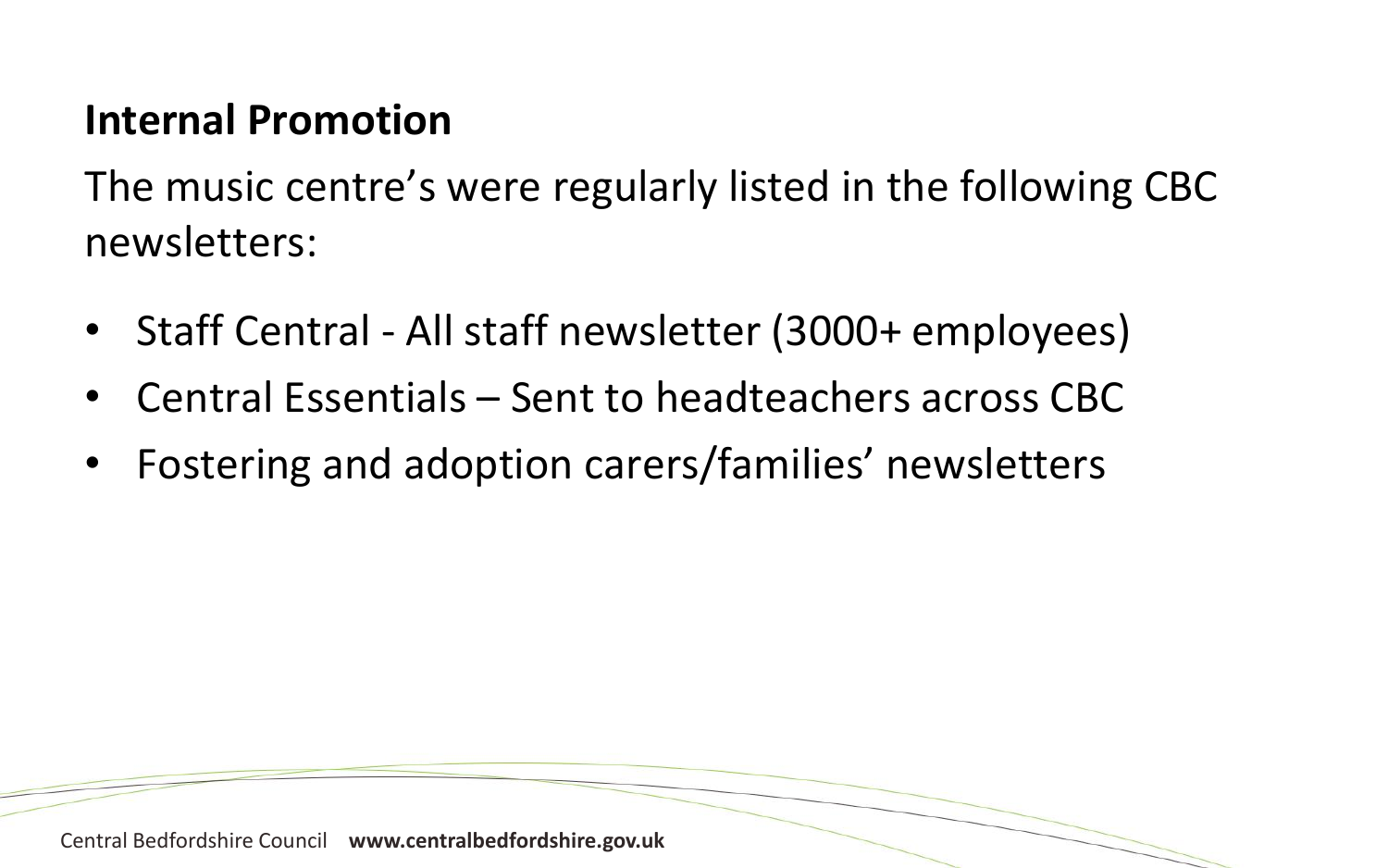## Internal Promotion

The music centre's were regularly listed in the following CBC newsletters:

- Staff Central - All staff newsletter (3000+ employees)
- Central Essentials – Sent to headteachers across CBC
- Fostering and adoption carers/families' newsletters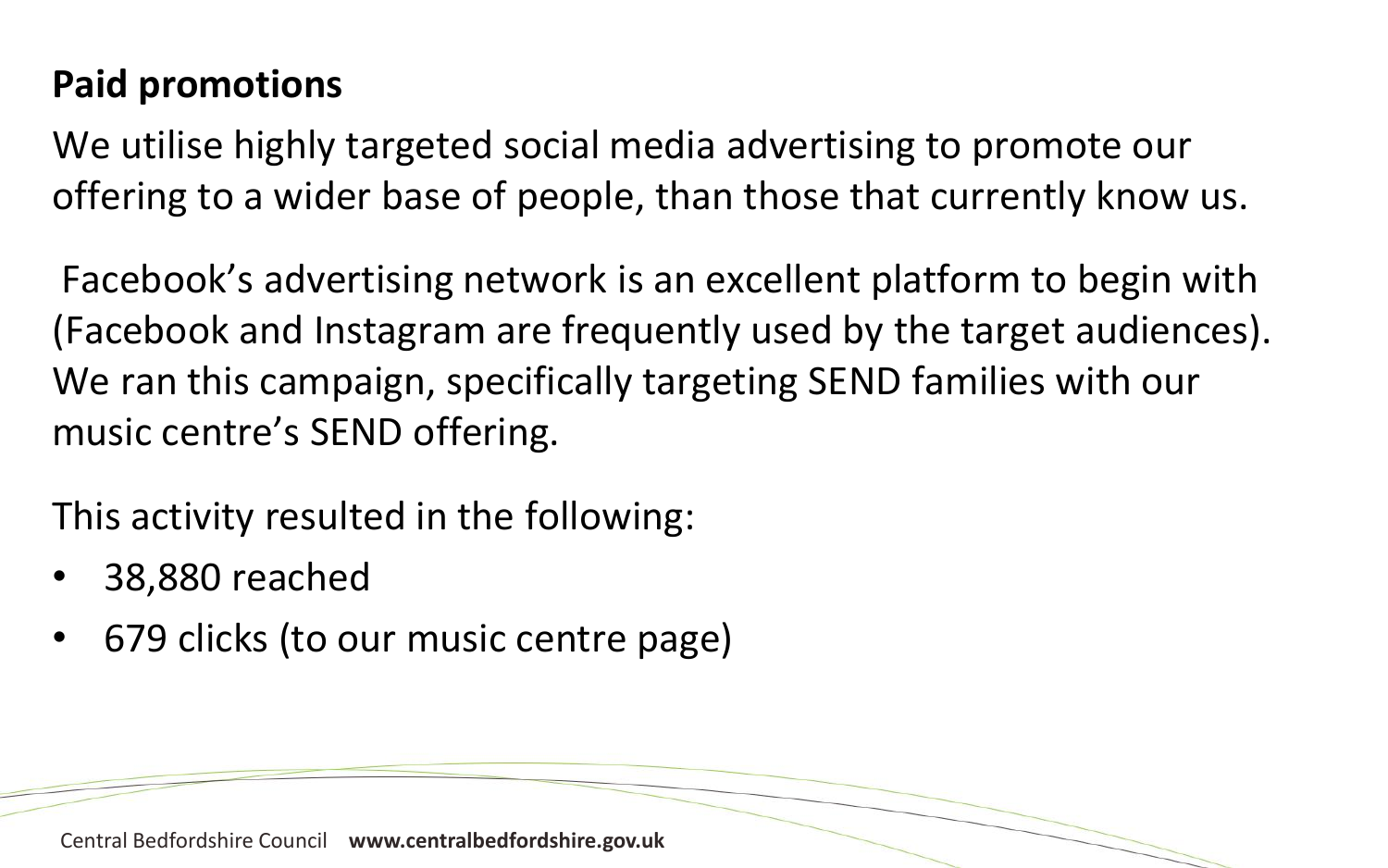## Paid promotions

We utilise highly targeted social media advertising to promote our offering to a wider base of people, than those that currently know us.

Facebook's advertising network is an excellent platform to begin with (Facebook and Instagram are frequently used by the target audiences). We ran this campaign, specifically targeting SEND families with our music centre's SEND offering.

This activity resulted in the following:

- 38,880 reached
- 679 clicks (to our music centre page)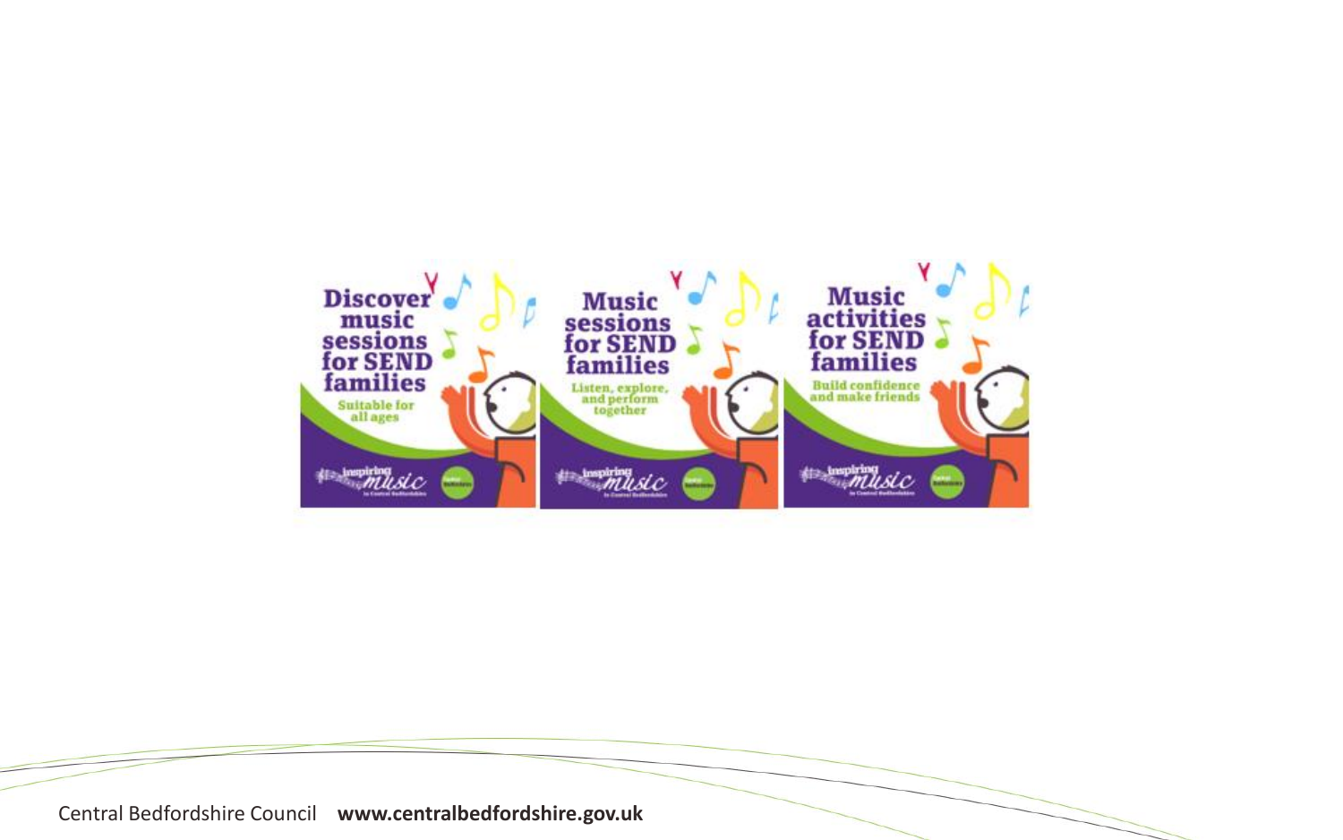Discover music sessions for SEND families

Suitable for all ages

Music sessions for SEND families

Listen, explore, and perform together

Music activities for SEND families

Build confidence and make friends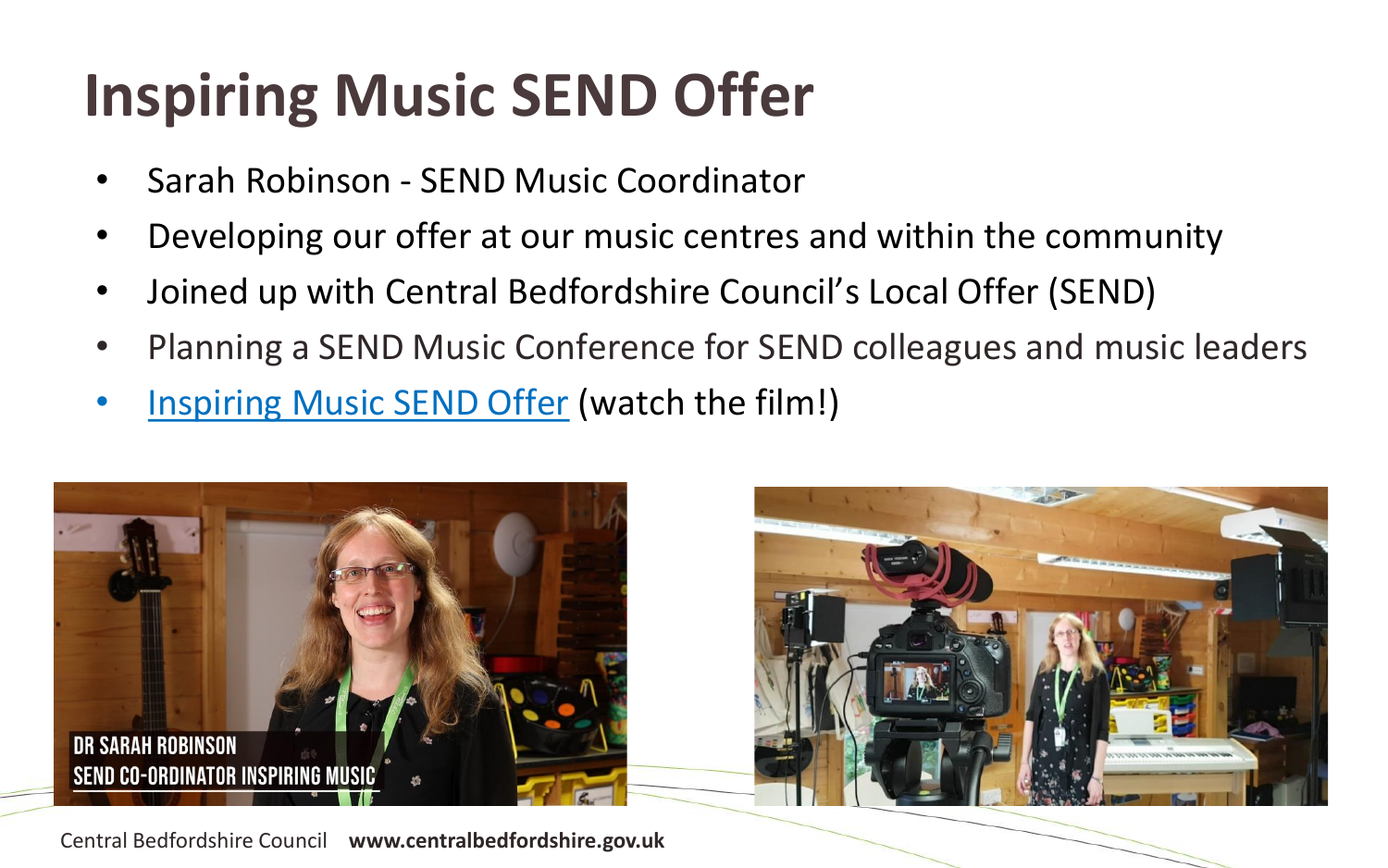# Inspiring Music SEND Offer

- Sarah Robinson - SEND Music Coordinator
- Developing our offer at our music centres and within the community
- Joined up with Central Bedfordshire Council's Local Offer (SEND)
- Planning a SEND Music Conference for SEND colleagues and music leaders
- Inspiring Music SEND Offer (watch the film!)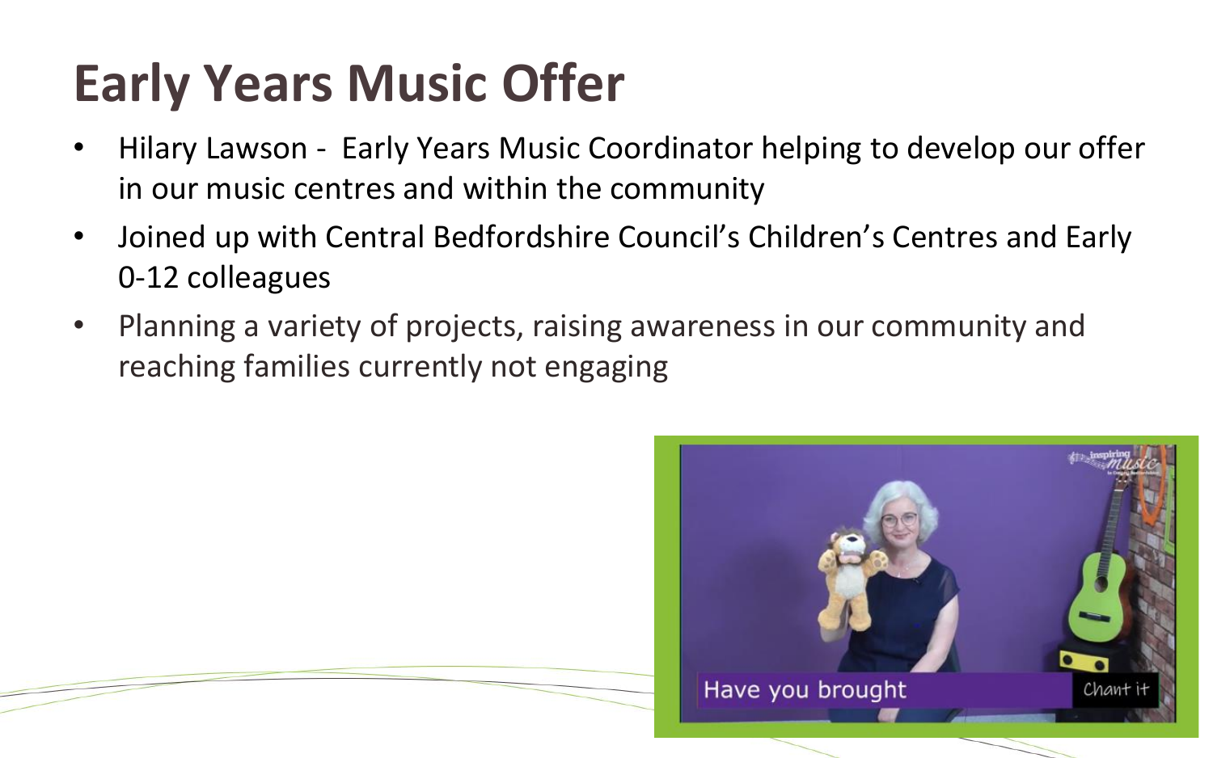# Early Years Music Offer

- Hilary Lawson - Early Years Music Coordinator helping to develop our offer in our music centres and within the community
- Joined up with Central Bedfordshire Council's Children's Centres and Early 0-12 colleagues
- Planning a variety of projects, raising awareness in our community and reaching families currently not engaging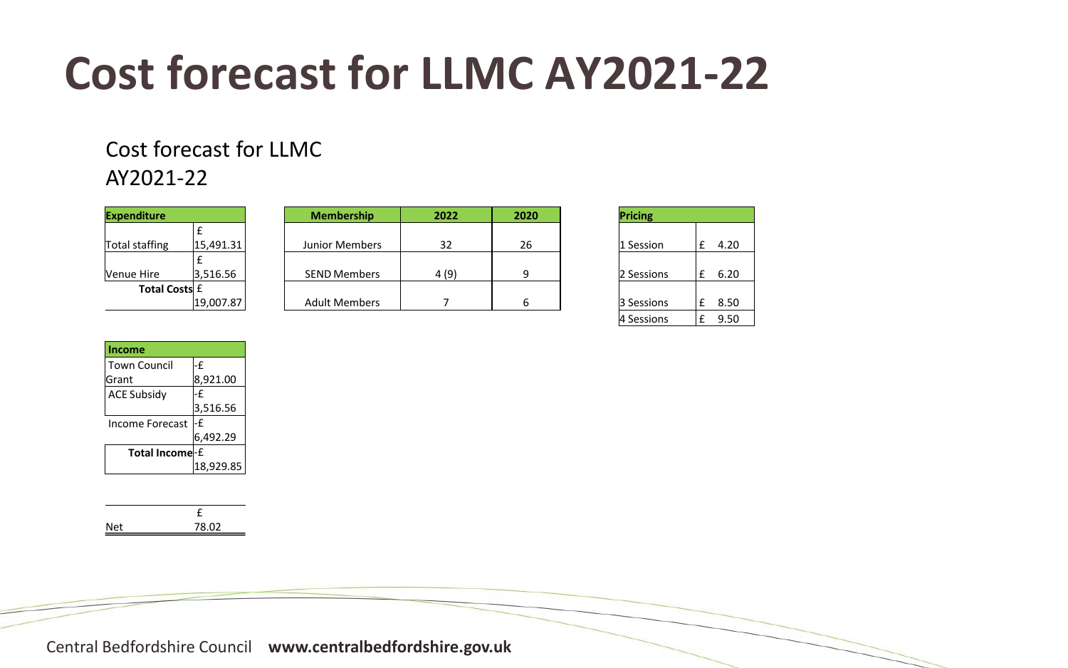# Cost forecast for LLMC AY2021-22

Cost forecast for LLMC
AY2021-22

| Expenditure | |
|---|---|
| Total staffing | £ 15,491.31 |
| Venue Hire | £ 3,516.56 |
| **Total Costs** | £ 19,007.87 |

| Membership | 2022 | 2020 |
|---|---|---|
| Junior Members | 32 | 26 |
| SEND Members | 4 (9) | 9 |
| Adult Members | 7 | 6 |

| Pricing | |
|---|---|
| 1 Session | £ 4.20 |
| 2 Sessions | £ 6.20 |
| 3 Sessions | £ 8.50 |
| 4 Sessions | £ 9.50 |

| Income | |
|---|---|
| Town Council Grant | -£ 8,921.00 |
| ACE Subsidy | -£ 3,516.56 |
| Income Forecast | -£ 6,492.29 |
| **Total Income** | -£ 18,929.85 |

| | |
|---|---|
| Net | £ 78.02 |